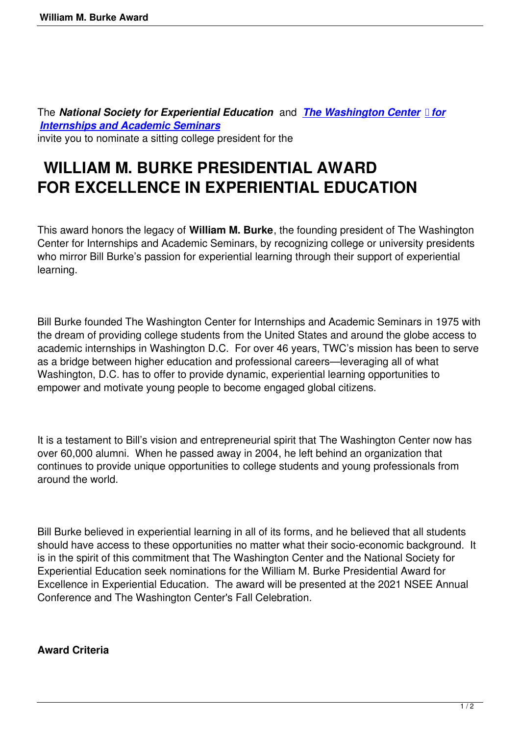The ***National Society for Experiential Education*** and ***The Washington Center for Internships and Academic Seminars*** invite you to nominate a sitting college president for the

# WILLIAM M. BURKE PRESIDENTIAL AWARD FOR EXCELLENCE IN EXPERIENTIAL EDUCATION

This award honors the legacy of **William M. Burke**, the founding president of The Washington Center for Internships and Academic Seminars, by recognizing college or university presidents who mirror Bill Burke's passion for experiential learning through their support of experiential learning.

Bill Burke founded The Washington Center for Internships and Academic Seminars in 1975 with the dream of providing college students from the United States and around the globe access to academic internships in Washington D.C. For over 46 years, TWC's mission has been to serve as a bridge between higher education and professional careers—leveraging all of what Washington, D.C. has to offer to provide dynamic, experiential learning opportunities to empower and motivate young people to become engaged global citizens.

It is a testament to Bill's vision and entrepreneurial spirit that The Washington Center now has over 60,000 alumni. When he passed away in 2004, he left behind an organization that continues to provide unique opportunities to college students and young professionals from around the world.

Bill Burke believed in experiential learning in all of its forms, and he believed that all students should have access to these opportunities no matter what their socio-economic background. It is in the spirit of this commitment that The Washington Center and the National Society for Experiential Education seek nominations for the William M. Burke Presidential Award for Excellence in Experiential Education. The award will be presented at the 2021 NSEE Annual Conference and The Washington Center's Fall Celebration.

**Award Criteria**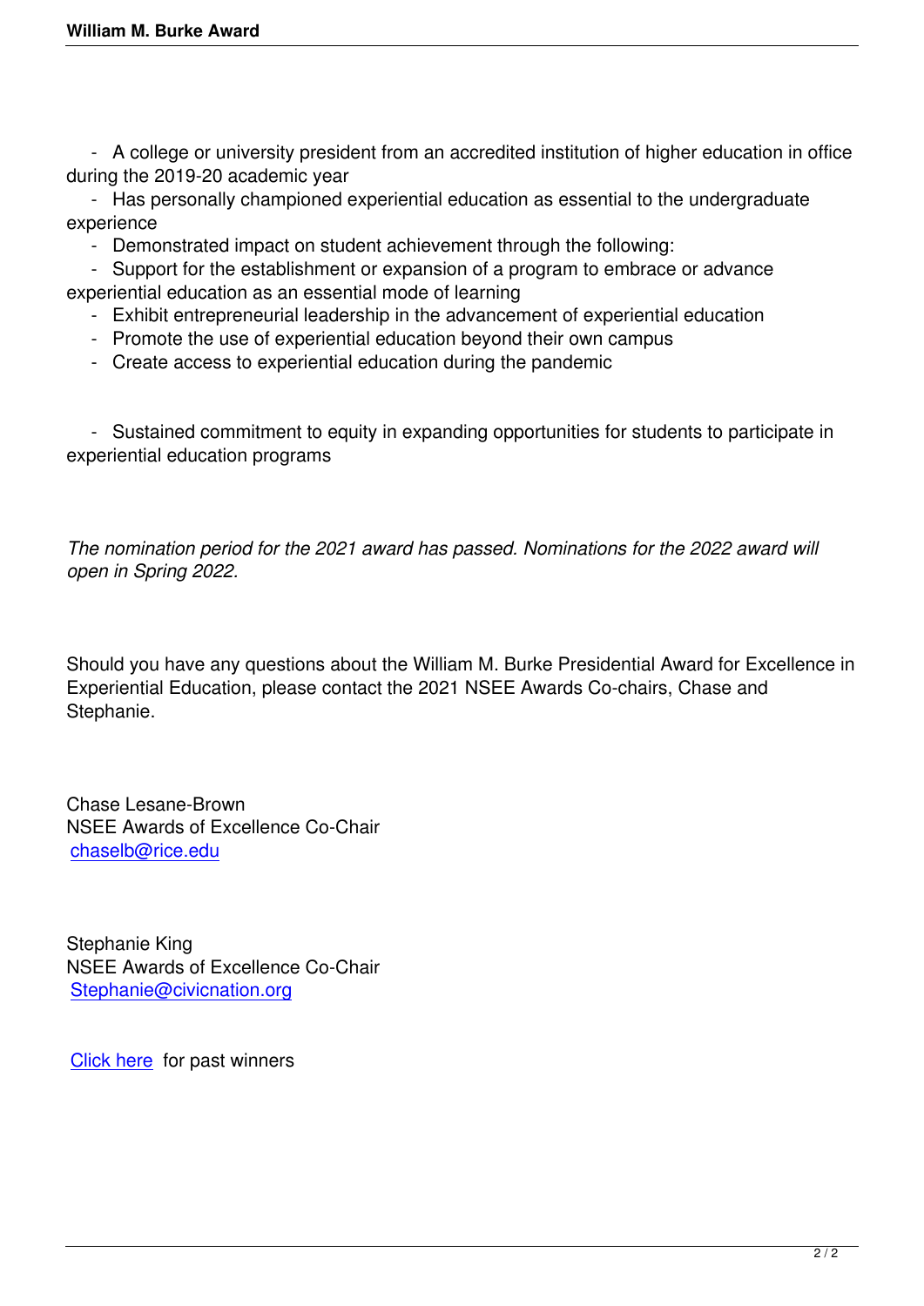- A college or university president from an accredited institution of higher education in office during the 2019-20 academic year
- Has personally championed experiential education as essential to the undergraduate experience
- Demonstrated impact on student achievement through the following:
- Support for the establishment or expansion of a program to embrace or advance experiential education as an essential mode of learning
- Exhibit entrepreneurial leadership in the advancement of experiential education
- Promote the use of experiential education beyond their own campus
- Create access to experiential education during the pandemic

- Sustained commitment to equity in expanding opportunities for students to participate in experiential education programs

*The nomination period for the 2021 award has passed. Nominations for the 2022 award will open in Spring 2022.*

Should you have any questions about the William M. Burke Presidential Award for Excellence in Experiential Education, please contact the 2021 NSEE Awards Co-chairs, Chase and Stephanie.

Chase Lesane-Brown
NSEE Awards of Excellence Co-Chair
chaselb@rice.edu

Stephanie King
NSEE Awards of Excellence Co-Chair
Stephanie@civicnation.org

Click here for past winners